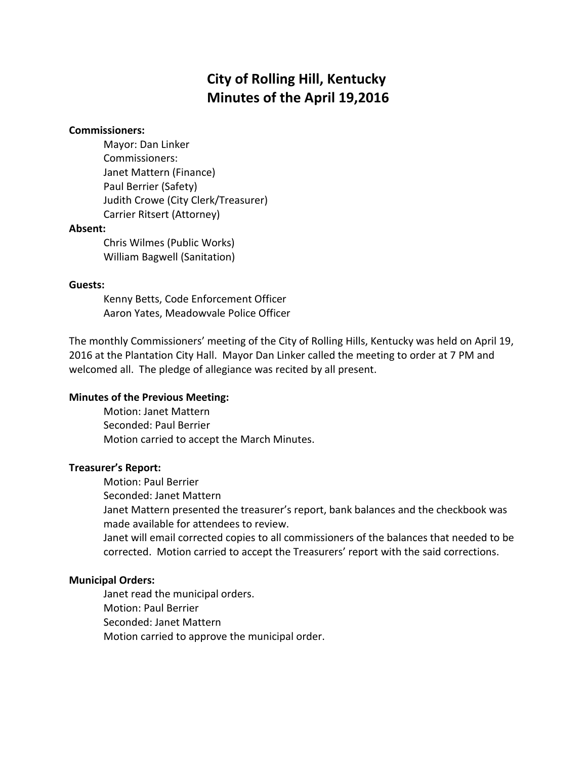# City of Rolling Hill, Kentucky
# Minutes of the April 19,2016

**Commissioners:**

Mayor: Dan Linker
Commissioners:
Janet Mattern (Finance)
Paul Berrier (Safety)
Judith Crowe (City Clerk/Treasurer)
Carrier Ritsert (Attorney)

**Absent:**

Chris Wilmes (Public Works)
William Bagwell (Sanitation)

**Guests:**

Kenny Betts, Code Enforcement Officer
Aaron Yates, Meadowvale Police Officer

The monthly Commissioners' meeting of the City of Rolling Hills, Kentucky was held on April 19, 2016 at the Plantation City Hall. Mayor Dan Linker called the meeting to order at 7 PM and welcomed all. The pledge of allegiance was recited by all present.

**Minutes of the Previous Meeting:**

Motion: Janet Mattern
Seconded: Paul Berrier
Motion carried to accept the March Minutes.

**Treasurer's Report:**

Motion: Paul Berrier
Seconded: Janet Mattern
Janet Mattern presented the treasurer's report, bank balances and the checkbook was made available for attendees to review.
Janet will email corrected copies to all commissioners of the balances that needed to be corrected. Motion carried to accept the Treasurers' report with the said corrections.

**Municipal Orders:**

Janet read the municipal orders.
Motion: Paul Berrier
Seconded: Janet Mattern
Motion carried to approve the municipal order.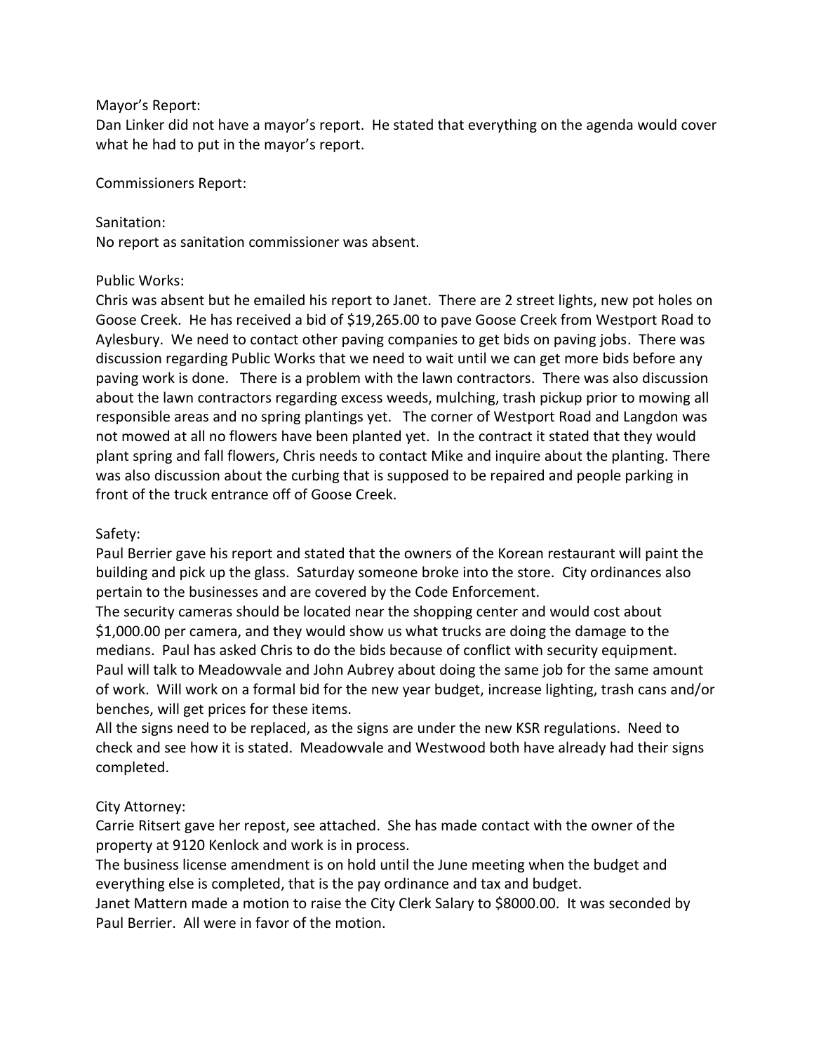Mayor's Report:

Dan Linker did not have a mayor's report. He stated that everything on the agenda would cover what he had to put in the mayor's report.

Commissioners Report:

Sanitation:

No report as sanitation commissioner was absent.

Public Works:

Chris was absent but he emailed his report to Janet. There are 2 street lights, new pot holes on Goose Creek. He has received a bid of $19,265.00 to pave Goose Creek from Westport Road to Aylesbury. We need to contact other paving companies to get bids on paving jobs. There was discussion regarding Public Works that we need to wait until we can get more bids before any paving work is done. There is a problem with the lawn contractors. There was also discussion about the lawn contractors regarding excess weeds, mulching, trash pickup prior to mowing all responsible areas and no spring plantings yet. The corner of Westport Road and Langdon was not mowed at all no flowers have been planted yet. In the contract it stated that they would plant spring and fall flowers, Chris needs to contact Mike and inquire about the planting. There was also discussion about the curbing that is supposed to be repaired and people parking in front of the truck entrance off of Goose Creek.

Safety:

Paul Berrier gave his report and stated that the owners of the Korean restaurant will paint the building and pick up the glass. Saturday someone broke into the store. City ordinances also pertain to the businesses and are covered by the Code Enforcement.

The security cameras should be located near the shopping center and would cost about $1,000.00 per camera, and they would show us what trucks are doing the damage to the medians. Paul has asked Chris to do the bids because of conflict with security equipment. Paul will talk to Meadowvale and John Aubrey about doing the same job for the same amount of work. Will work on a formal bid for the new year budget, increase lighting, trash cans and/or benches, will get prices for these items.

All the signs need to be replaced, as the signs are under the new KSR regulations. Need to check and see how it is stated. Meadowvale and Westwood both have already had their signs completed.

City Attorney:

Carrie Ritsert gave her repost, see attached. She has made contact with the owner of the property at 9120 Kenlock and work is in process.

The business license amendment is on hold until the June meeting when the budget and everything else is completed, that is the pay ordinance and tax and budget.

Janet Mattern made a motion to raise the City Clerk Salary to $8000.00. It was seconded by Paul Berrier. All were in favor of the motion.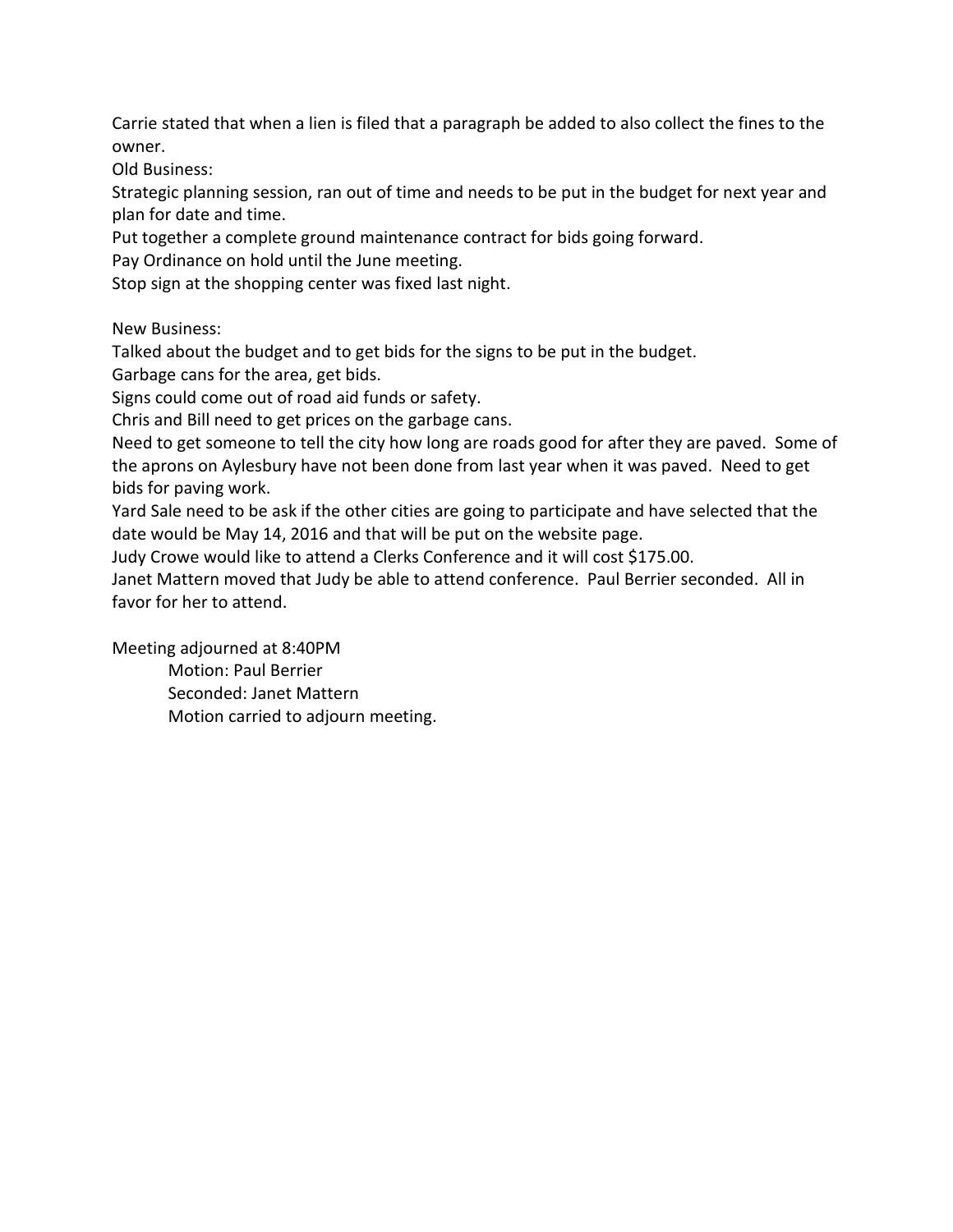Carrie stated that when a lien is filed that a paragraph be added to also collect the fines to the owner.

Old Business:

Strategic planning session, ran out of time and needs to be put in the budget for next year and plan for date and time.

Put together a complete ground maintenance contract for bids going forward.

Pay Ordinance on hold until the June meeting.

Stop sign at the shopping center was fixed last night.

New Business:

Talked about the budget and to get bids for the signs to be put in the budget.

Garbage cans for the area, get bids.

Signs could come out of road aid funds or safety.

Chris and Bill need to get prices on the garbage cans.

Need to get someone to tell the city how long are roads good for after they are paved. Some of the aprons on Aylesbury have not been done from last year when it was paved. Need to get bids for paving work.

Yard Sale need to be ask if the other cities are going to participate and have selected that the date would be May 14, 2016 and that will be put on the website page.

Judy Crowe would like to attend a Clerks Conference and it will cost $175.00.

Janet Mattern moved that Judy be able to attend conference. Paul Berrier seconded. All in favor for her to attend.

Meeting adjourned at 8:40PM

Motion: Paul Berrier
Seconded: Janet Mattern
Motion carried to adjourn meeting.